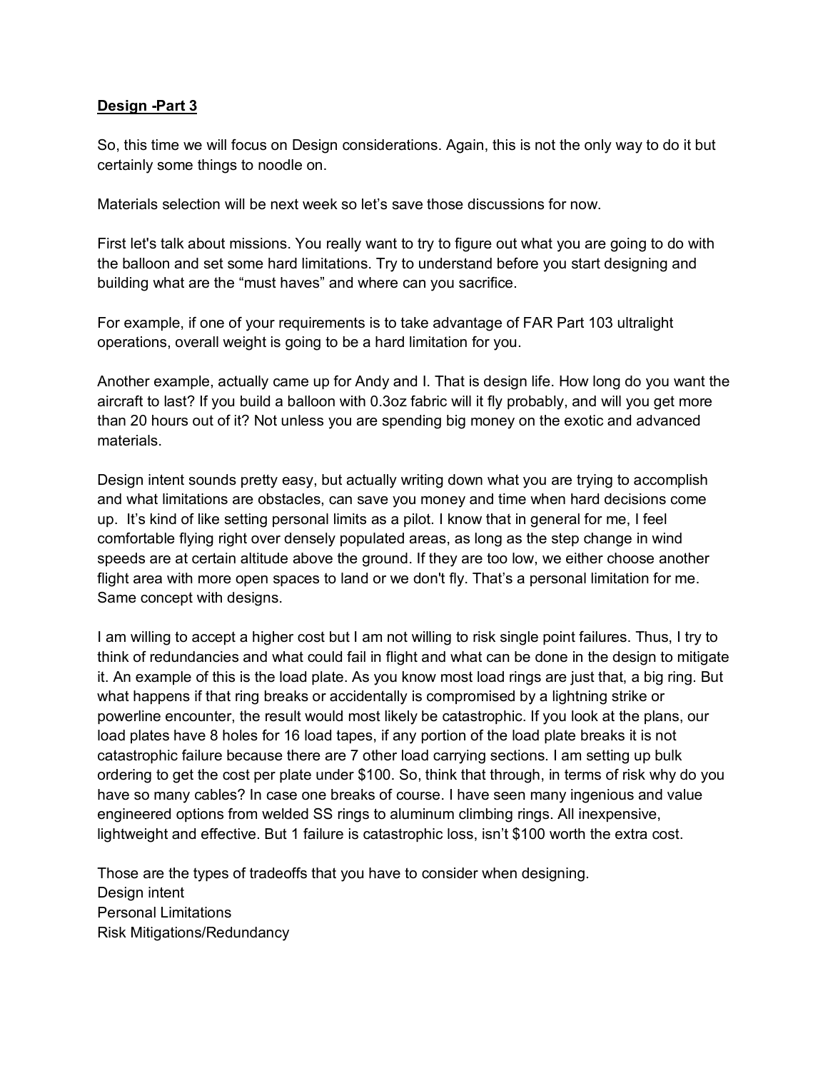**<u>Design -Part 3</u>**

So, this time we will focus on Design considerations. Again, this is not the only way to do it but certainly some things to noodle on.

Materials selection will be next week so let’s save those discussions for now.

First let's talk about missions. You really want to try to figure out what you are going to do with the balloon and set some hard limitations. Try to understand before you start designing and building what are the “must haves” and where can you sacrifice.

For example, if one of your requirements is to take advantage of FAR Part 103 ultralight operations, overall weight is going to be a hard limitation for you.

Another example, actually came up for Andy and I. That is design life. How long do you want the aircraft to last? If you build a balloon with 0.3oz fabric will it fly probably, and will you get more than 20 hours out of it? Not unless you are spending big money on the exotic and advanced materials.

Design intent sounds pretty easy, but actually writing down what you are trying to accomplish and what limitations are obstacles, can save you money and time when hard decisions come up. It’s kind of like setting personal limits as a pilot. I know that in general for me, I feel comfortable flying right over densely populated areas, as long as the step change in wind speeds are at certain altitude above the ground. If they are too low, we either choose another flight area with more open spaces to land or we don't fly. That’s a personal limitation for me. Same concept with designs.

I am willing to accept a higher cost but I am not willing to risk single point failures. Thus, I try to think of redundancies and what could fail in flight and what can be done in the design to mitigate it. An example of this is the load plate. As you know most load rings are just that, a big ring. But what happens if that ring breaks or accidentally is compromised by a lightning strike or powerline encounter, the result would most likely be catastrophic. If you look at the plans, our load plates have 8 holes for 16 load tapes, if any portion of the load plate breaks it is not catastrophic failure because there are 7 other load carrying sections. I am setting up bulk ordering to get the cost per plate under $100. So, think that through, in terms of risk why do you have so many cables? In case one breaks of course. I have seen many ingenious and value engineered options from welded SS rings to aluminum climbing rings. All inexpensive, lightweight and effective. But 1 failure is catastrophic loss, isn’t $100 worth the extra cost.

Those are the types of tradeoffs that you have to consider when designing.
Design intent
Personal Limitations
Risk Mitigations/Redundancy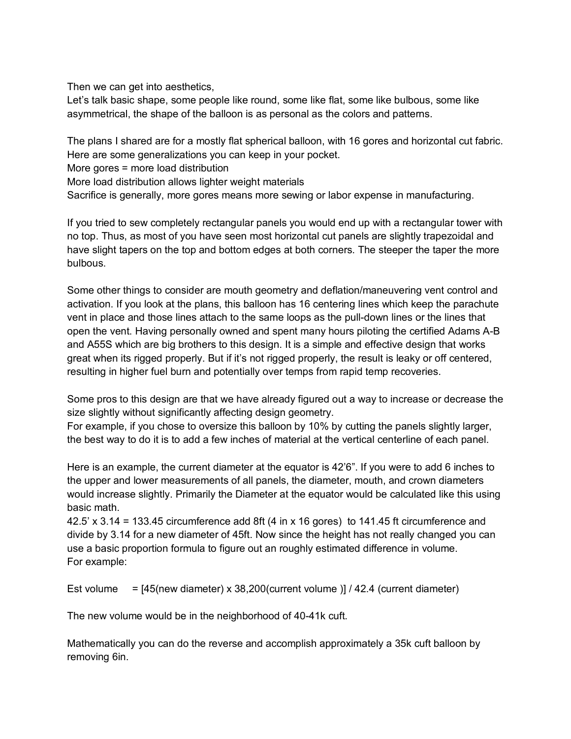Then we can get into aesthetics,
Let's talk basic shape, some people like round, some like flat, some like bulbous, some like asymmetrical, the shape of the balloon is as personal as the colors and patterns.

The plans I shared are for a mostly flat spherical balloon, with 16 gores and horizontal cut fabric.
Here are some generalizations you can keep in your pocket.
More gores = more load distribution
More load distribution allows lighter weight materials
Sacrifice is generally, more gores means more sewing or labor expense in manufacturing.

If you tried to sew completely rectangular panels you would end up with a rectangular tower with no top. Thus, as most of you have seen most horizontal cut panels are slightly trapezoidal and have slight tapers on the top and bottom edges at both corners. The steeper the taper the more bulbous.

Some other things to consider are mouth geometry and deflation/maneuvering vent control and activation. If you look at the plans, this balloon has 16 centering lines which keep the parachute vent in place and those lines attach to the same loops as the pull-down lines or the lines that open the vent. Having personally owned and spent many hours piloting the certified Adams A-B and A55S which are big brothers to this design. It is a simple and effective design that works great when its rigged properly. But if it's not rigged properly, the result is leaky or off centered, resulting in higher fuel burn and potentially over temps from rapid temp recoveries.

Some pros to this design are that we have already figured out a way to increase or decrease the size slightly without significantly affecting design geometry.
For example, if you chose to oversize this balloon by 10% by cutting the panels slightly larger, the best way to do it is to add a few inches of material at the vertical centerline of each panel.

Here is an example, the current diameter at the equator is 42'6". If you were to add 6 inches to the upper and lower measurements of all panels, the diameter, mouth, and crown diameters would increase slightly. Primarily the Diameter at the equator would be calculated like this using basic math.
42.5' x 3.14 = 133.45 circumference add 8ft (4 in x 16 gores) to 141.45 ft circumference and divide by 3.14 for a new diameter of 45ft. Now since the height has not really changed you can use a basic proportion formula to figure out an roughly estimated difference in volume.
For example:

Est volume = [45(new diameter) x 38,200(current volume )] / 42.4 (current diameter)

The new volume would be in the neighborhood of 40-41k cuft.

Mathematically you can do the reverse and accomplish approximately a 35k cuft balloon by removing 6in.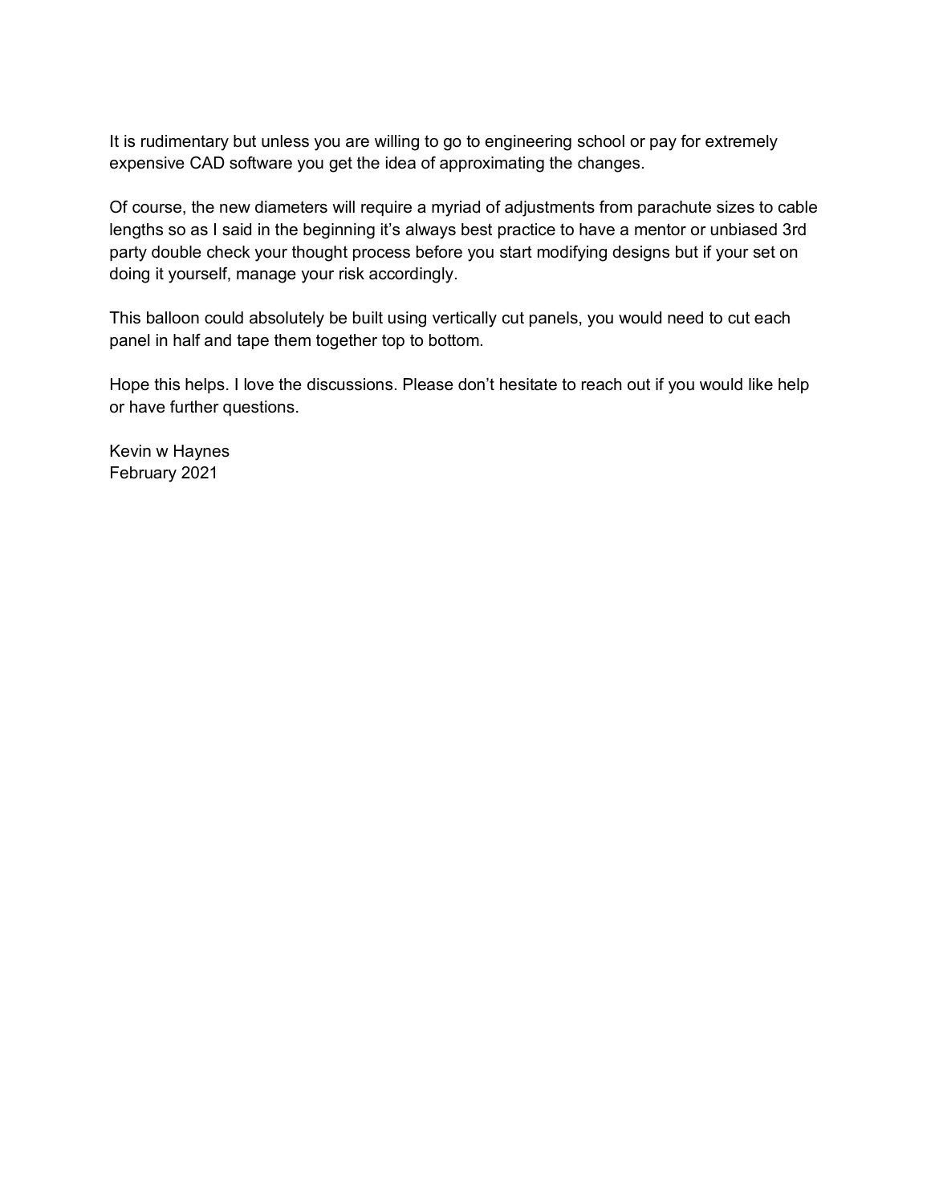It is rudimentary but unless you are willing to go to engineering school or pay for extremely expensive CAD software you get the idea of approximating the changes.

Of course, the new diameters will require a myriad of adjustments from parachute sizes to cable lengths so as I said in the beginning it's always best practice to have a mentor or unbiased 3rd party double check your thought process before you start modifying designs but if your set on doing it yourself, manage your risk accordingly.

This balloon could absolutely be built using vertically cut panels, you would need to cut each panel in half and tape them together top to bottom.

Hope this helps. I love the discussions. Please don't hesitate to reach out if you would like help or have further questions.

Kevin w Haynes
February 2021